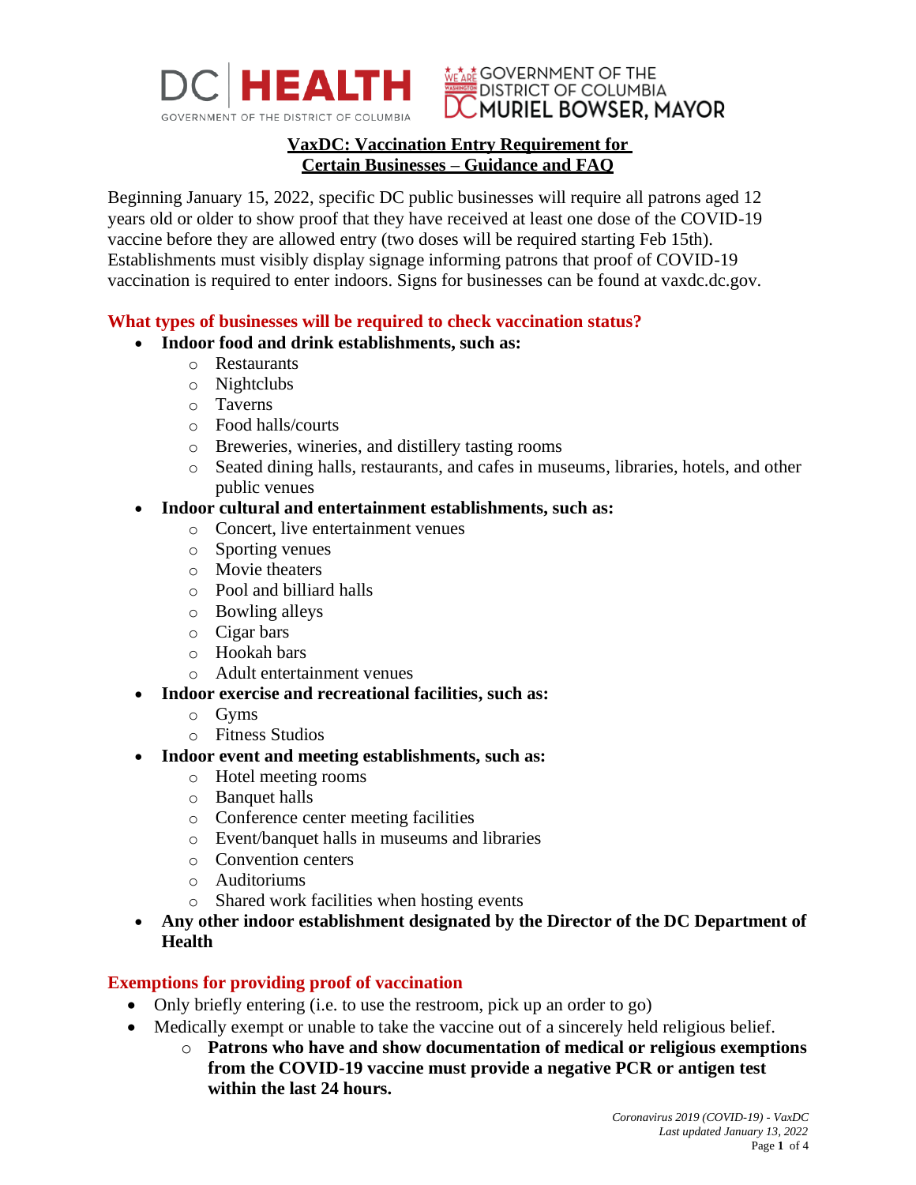DC | HEALTH
GOVERNMENT OF THE DISTRICT OF COLUMBIA

GOVERNMENT OF THE DISTRICT OF COLUMBIA
MURIEL BOWSER, MAYOR

# VaxDC: Vaccination Entry Requirement for Certain Businesses – Guidance and FAQ

Beginning January 15, 2022, specific DC public businesses will require all patrons aged 12 years old or older to show proof that they have received at least one dose of the COVID-19 vaccine before they are allowed entry (two doses will be required starting Feb 15th). Establishments must visibly display signage informing patrons that proof of COVID-19 vaccination is required to enter indoors. Signs for businesses can be found at vaxdc.dc.gov.

## What types of businesses will be required to check vaccination status?

- **Indoor food and drink establishments, such as:**
  - Restaurants
  - Nightclubs
  - Taverns
  - Food halls/courts
  - Breweries, wineries, and distillery tasting rooms
  - Seated dining halls, restaurants, and cafes in museums, libraries, hotels, and other public venues
- **Indoor cultural and entertainment establishments, such as:**
  - Concert, live entertainment venues
  - Sporting venues
  - Movie theaters
  - Pool and billiard halls
  - Bowling alleys
  - Cigar bars
  - Hookah bars
  - Adult entertainment venues
- **Indoor exercise and recreational facilities, such as:**
  - Gyms
  - Fitness Studios
- **Indoor event and meeting establishments, such as:**
  - Hotel meeting rooms
  - Banquet halls
  - Conference center meeting facilities
  - Event/banquet halls in museums and libraries
  - Convention centers
  - Auditoriums
  - Shared work facilities when hosting events
- **Any other indoor establishment designated by the Director of the DC Department of Health**

## Exemptions for providing proof of vaccination

- Only briefly entering (i.e. to use the restroom, pick up an order to go)
- Medically exempt or unable to take the vaccine out of a sincerely held religious belief.
  - **Patrons who have and show documentation of medical or religious exemptions from the COVID-19 vaccine must provide a negative PCR or antigen test within the last 24 hours.**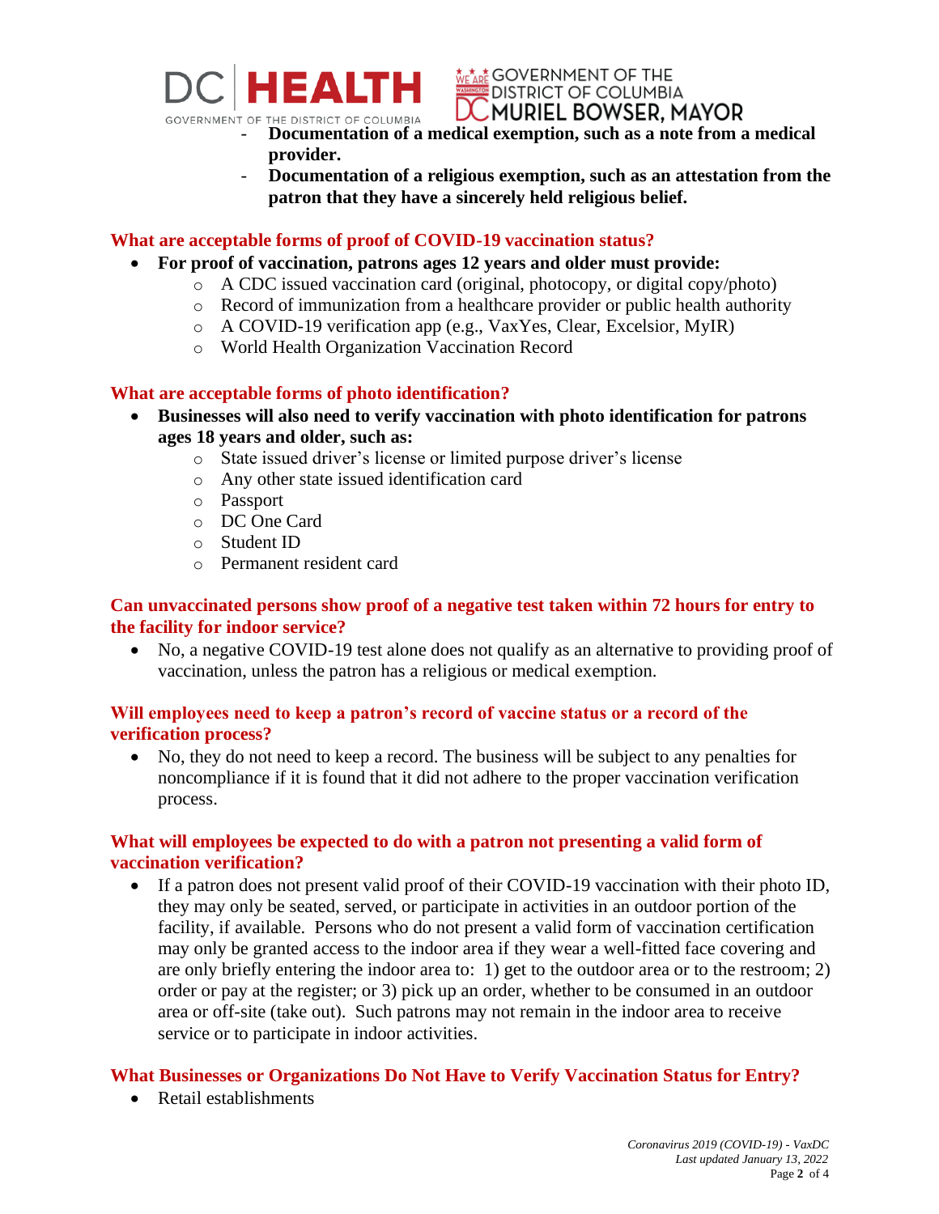- **Documentation of a medical exemption, such as a note from a medical provider.**
- **Documentation of a religious exemption, such as an attestation from the patron that they have a sincerely held religious belief.**

## What are acceptable forms of proof of COVID-19 vaccination status?

- **For proof of vaccination, patrons ages 12 years and older must provide:**
  - A CDC issued vaccination card (original, photocopy, or digital copy/photo)
  - Record of immunization from a healthcare provider or public health authority
  - A COVID-19 verification app (e.g., VaxYes, Clear, Excelsior, MyIR)
  - World Health Organization Vaccination Record

## What are acceptable forms of photo identification?

- **Businesses will also need to verify vaccination with photo identification for patrons ages 18 years and older, such as:**
  - State issued driver's license or limited purpose driver's license
  - Any other state issued identification card
  - Passport
  - DC One Card
  - Student ID
  - Permanent resident card

## Can unvaccinated persons show proof of a negative test taken within 72 hours for entry to the facility for indoor service?

- No, a negative COVID-19 test alone does not qualify as an alternative to providing proof of vaccination, unless the patron has a religious or medical exemption.

## Will employees need to keep a patron's record of vaccine status or a record of the verification process?

- No, they do not need to keep a record. The business will be subject to any penalties for noncompliance if it is found that it did not adhere to the proper vaccination verification process.

## What will employees be expected to do with a patron not presenting a valid form of vaccination verification?

- If a patron does not present valid proof of their COVID-19 vaccination with their photo ID, they may only be seated, served, or participate in activities in an outdoor portion of the facility, if available. Persons who do not present a valid form of vaccination certification may only be granted access to the indoor area if they wear a well-fitted face covering and are only briefly entering the indoor area to: 1) get to the outdoor area or to the restroom; 2) order or pay at the register; or 3) pick up an order, whether to be consumed in an outdoor area or off-site (take out). Such patrons may not remain in the indoor area to receive service or to participate in indoor activities.

## What Businesses or Organizations Do Not Have to Verify Vaccination Status for Entry?

- Retail establishments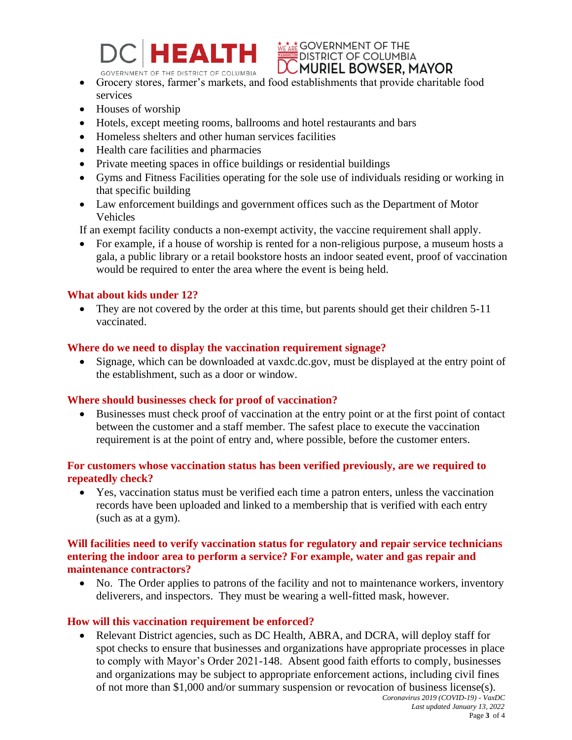- Grocery stores, farmer's markets, and food establishments that provide charitable food services
- Houses of worship
- Hotels, except meeting rooms, ballrooms and hotel restaurants and bars
- Homeless shelters and other human services facilities
- Health care facilities and pharmacies
- Private meeting spaces in office buildings or residential buildings
- Gyms and Fitness Facilities operating for the sole use of individuals residing or working in that specific building
- Law enforcement buildings and government offices such as the Department of Motor Vehicles

If an exempt facility conducts a non-exempt activity, the vaccine requirement shall apply.

- For example, if a house of worship is rented for a non-religious purpose, a museum hosts a gala, a public library or a retail bookstore hosts an indoor seated event, proof of vaccination would be required to enter the area where the event is being held.

### What about kids under 12?

- They are not covered by the order at this time, but parents should get their children 5-11 vaccinated.

### Where do we need to display the vaccination requirement signage?

- Signage, which can be downloaded at vaxdc.dc.gov, must be displayed at the entry point of the establishment, such as a door or window.

### Where should businesses check for proof of vaccination?

- Businesses must check proof of vaccination at the entry point or at the first point of contact between the customer and a staff member. The safest place to execute the vaccination requirement is at the point of entry and, where possible, before the customer enters.

### For customers whose vaccination status has been verified previously, are we required to repeatedly check?

- Yes, vaccination status must be verified each time a patron enters, unless the vaccination records have been uploaded and linked to a membership that is verified with each entry (such as at a gym).

### Will facilities need to verify vaccination status for regulatory and repair service technicians entering the indoor area to perform a service? For example, water and gas repair and maintenance contractors?

- No. The Order applies to patrons of the facility and not to maintenance workers, inventory deliverers, and inspectors. They must be wearing a well-fitted mask, however.

### How will this vaccination requirement be enforced?

- Relevant District agencies, such as DC Health, ABRA, and DCRA, will deploy staff for spot checks to ensure that businesses and organizations have appropriate processes in place to comply with Mayor's Order 2021-148. Absent good faith efforts to comply, businesses and organizations may be subject to appropriate enforcement actions, including civil fines of not more than $1,000 and/or summary suspension or revocation of business license(s).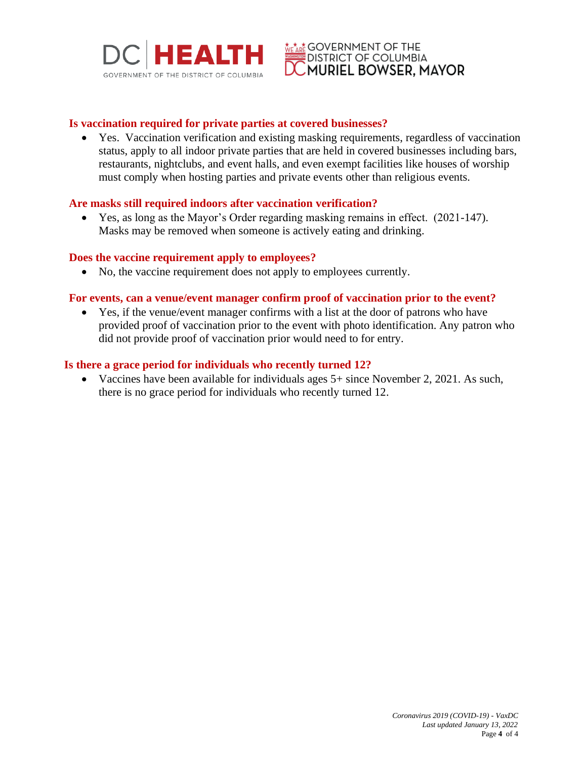### Is vaccination required for private parties at covered businesses?

- Yes. Vaccination verification and existing masking requirements, regardless of vaccination status, apply to all indoor private parties that are held in covered businesses including bars, restaurants, nightclubs, and event halls, and even exempt facilities like houses of worship must comply when hosting parties and private events other than religious events.

### Are masks still required indoors after vaccination verification?

- Yes, as long as the Mayor's Order regarding masking remains in effect. (2021-147). Masks may be removed when someone is actively eating and drinking.

### Does the vaccine requirement apply to employees?

- No, the vaccine requirement does not apply to employees currently.

### For events, can a venue/event manager confirm proof of vaccination prior to the event?

- Yes, if the venue/event manager confirms with a list at the door of patrons who have provided proof of vaccination prior to the event with photo identification. Any patron who did not provide proof of vaccination prior would need to for entry.

### Is there a grace period for individuals who recently turned 12?

- Vaccines have been available for individuals ages 5+ since November 2, 2021. As such, there is no grace period for individuals who recently turned 12.